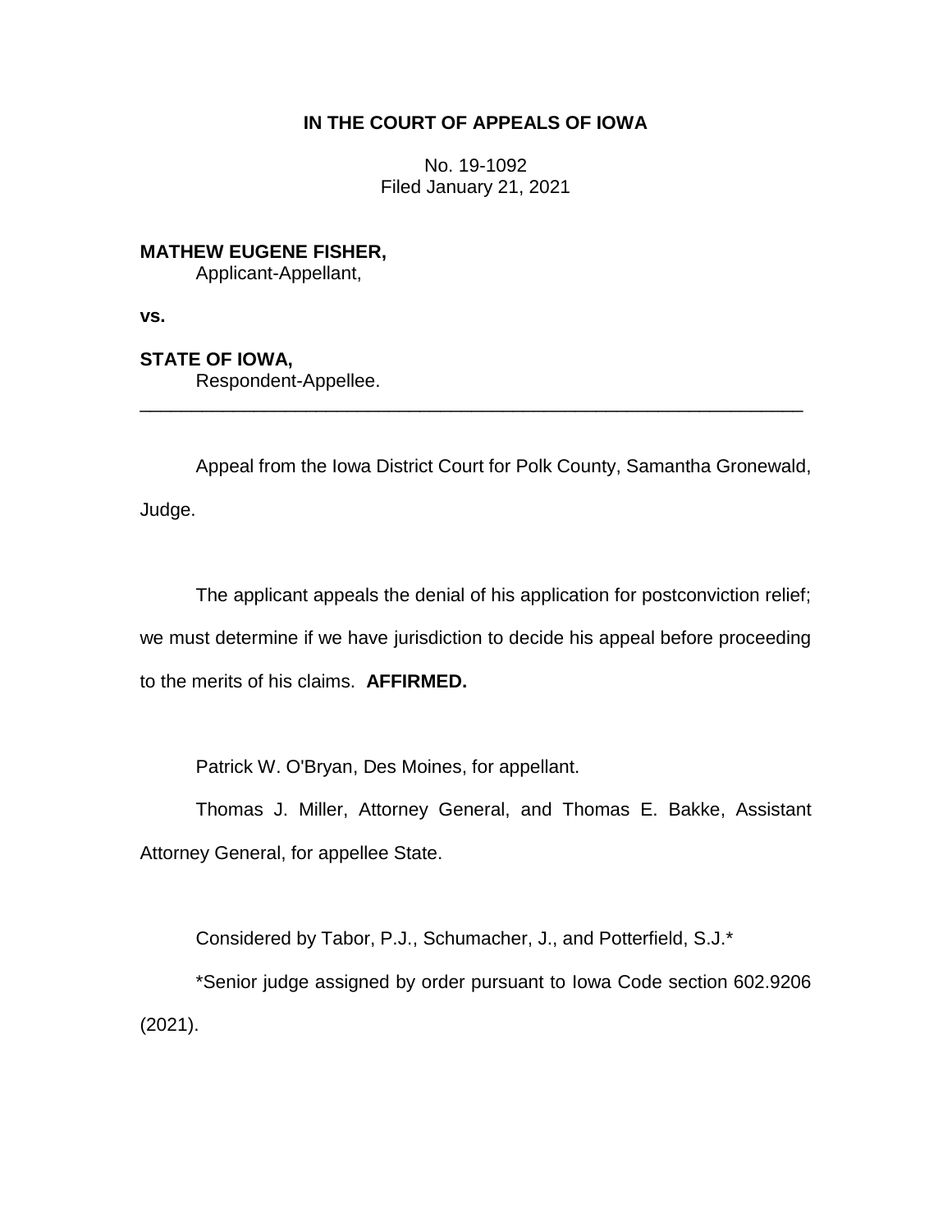**IN THE COURT OF APPEALS OF IOWA**

No. 19-1092
Filed January 21, 2021

**MATHEW EUGENE FISHER,**
Applicant-Appellant,

**vs.**

**STATE OF IOWA,**
Respondent-Appellee.

---

Appeal from the Iowa District Court for Polk County, Samantha Gronewald, Judge.

The applicant appeals the denial of his application for postconviction relief; we must determine if we have jurisdiction to decide his appeal before proceeding to the merits of his claims. **AFFIRMED.**

Patrick W. O'Bryan, Des Moines, for appellant.

Thomas J. Miller, Attorney General, and Thomas E. Bakke, Assistant Attorney General, for appellee State.

Considered by Tabor, P.J., Schumacher, J., and Potterfield, S.J.*

*Senior judge assigned by order pursuant to Iowa Code section 602.9206 (2021).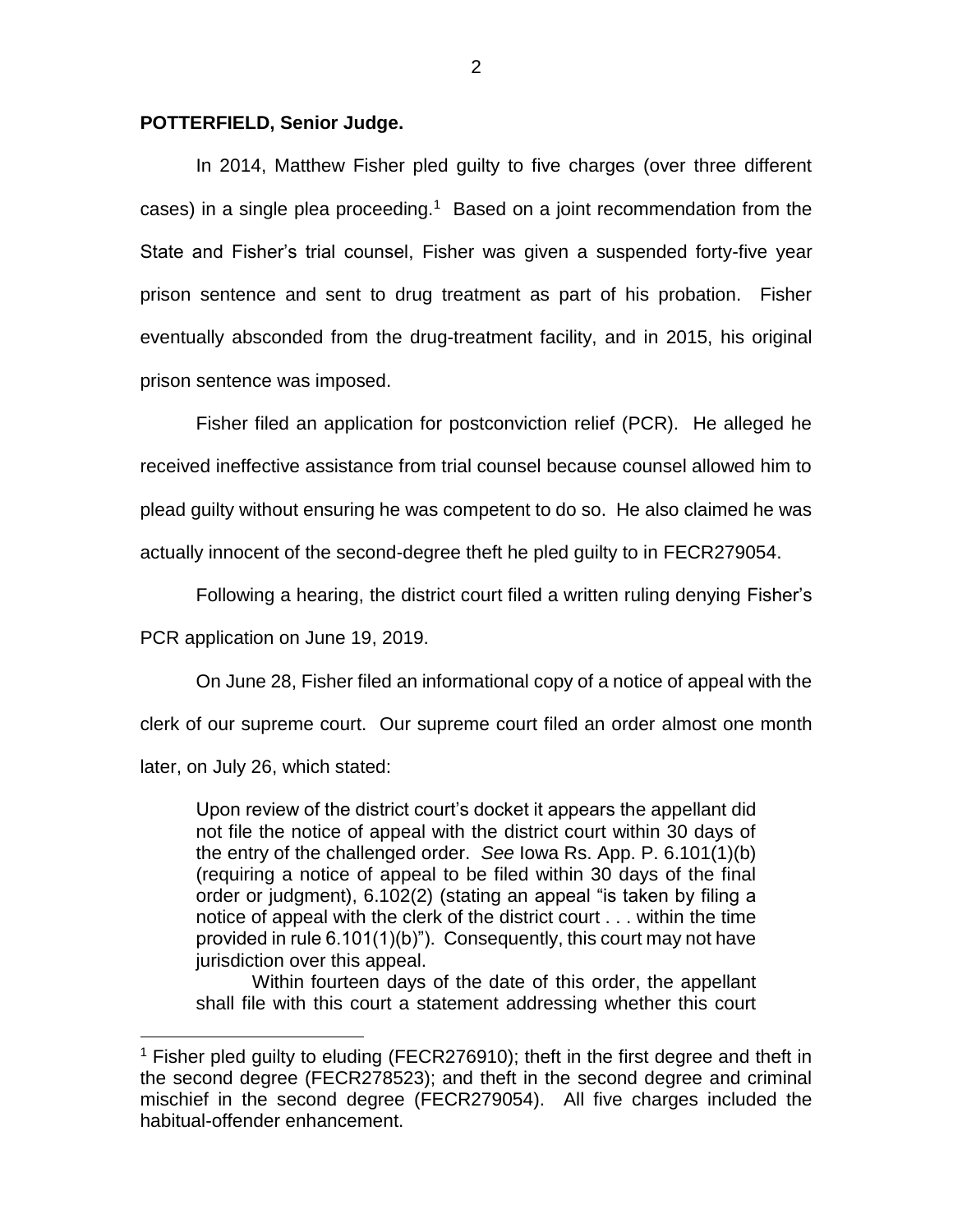**POTTERFIELD, Senior Judge.**

In 2014, Matthew Fisher pled guilty to five charges (over three different cases) in a single plea proceeding.[1] Based on a joint recommendation from the State and Fisher's trial counsel, Fisher was given a suspended forty-five year prison sentence and sent to drug treatment as part of his probation. Fisher eventually absconded from the drug-treatment facility, and in 2015, his original prison sentence was imposed.

Fisher filed an application for postconviction relief (PCR). He alleged he received ineffective assistance from trial counsel because counsel allowed him to plead guilty without ensuring he was competent to do so. He also claimed he was actually innocent of the second-degree theft he pled guilty to in FECR279054.

Following a hearing, the district court filed a written ruling denying Fisher's PCR application on June 19, 2019.

On June 28, Fisher filed an informational copy of a notice of appeal with the clerk of our supreme court. Our supreme court filed an order almost one month later, on July 26, which stated:

> Upon review of the district court's docket it appears the appellant did not file the notice of appeal with the district court within 30 days of the entry of the challenged order. *See* Iowa Rs. App. P. 6.101(1)(b) (requiring a notice of appeal to be filed within 30 days of the final order or judgment), 6.102(2) (stating an appeal "is taken by filing a notice of appeal with the clerk of the district court . . . within the time provided in rule 6.101(1)(b)"). Consequently, this court may not have jurisdiction over this appeal.
>
> Within fourteen days of the date of this order, the appellant shall file with this court a statement addressing whether this court

[1] Fisher pled guilty to eluding (FECR276910); theft in the first degree and theft in the second degree (FECR278523); and theft in the second degree and criminal mischief in the second degree (FECR279054). All five charges included the habitual-offender enhancement.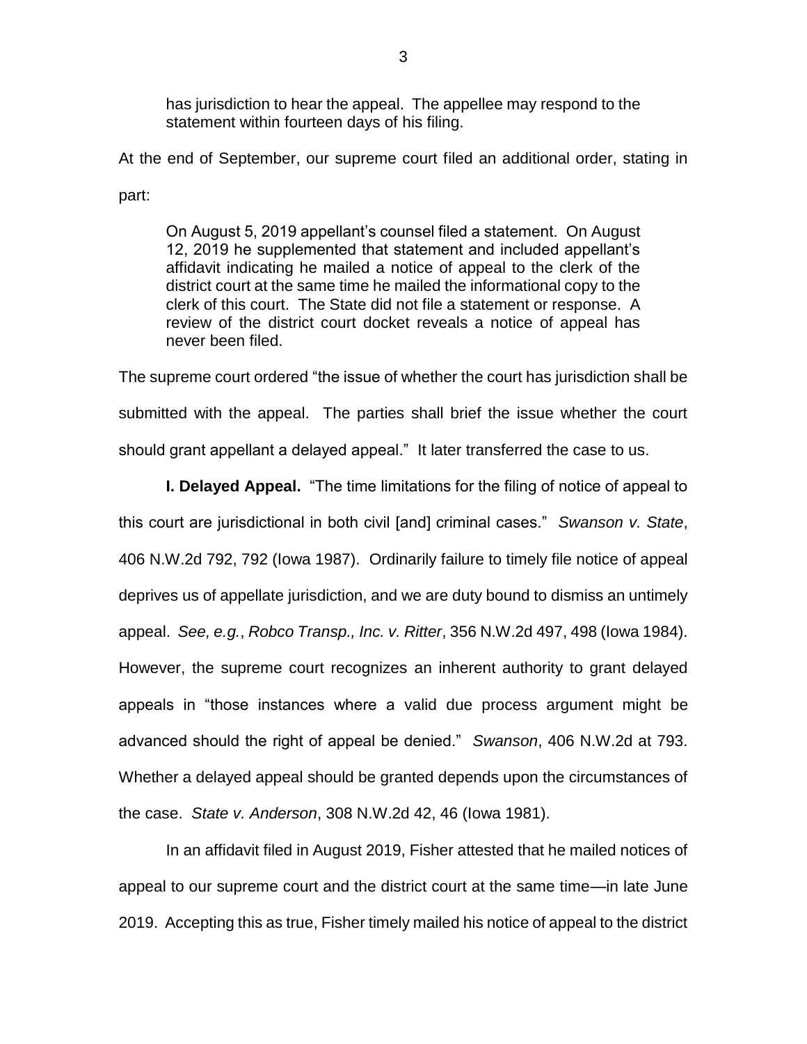> has jurisdiction to hear the appeal. The appellee may respond to the statement within fourteen days of his filing.

At the end of September, our supreme court filed an additional order, stating in part:

> On August 5, 2019 appellant's counsel filed a statement. On August 12, 2019 he supplemented that statement and included appellant's affidavit indicating he mailed a notice of appeal to the clerk of the district court at the same time he mailed the informational copy to the clerk of this court. The State did not file a statement or response. A review of the district court docket reveals a notice of appeal has never been filed.

The supreme court ordered "the issue of whether the court has jurisdiction shall be submitted with the appeal. The parties shall brief the issue whether the court should grant appellant a delayed appeal." It later transferred the case to us.

**I. Delayed Appeal.** "The time limitations for the filing of notice of appeal to this court are jurisdictional in both civil [and] criminal cases." *Swanson v. State*, 406 N.W.2d 792, 792 (Iowa 1987). Ordinarily failure to timely file notice of appeal deprives us of appellate jurisdiction, and we are duty bound to dismiss an untimely appeal. *See, e.g.*, *Robco Transp., Inc. v. Ritter*, 356 N.W.2d 497, 498 (Iowa 1984). However, the supreme court recognizes an inherent authority to grant delayed appeals in "those instances where a valid due process argument might be advanced should the right of appeal be denied." *Swanson*, 406 N.W.2d at 793. Whether a delayed appeal should be granted depends upon the circumstances of the case. *State v. Anderson*, 308 N.W.2d 42, 46 (Iowa 1981).

In an affidavit filed in August 2019, Fisher attested that he mailed notices of appeal to our supreme court and the district court at the same time—in late June 2019. Accepting this as true, Fisher timely mailed his notice of appeal to the district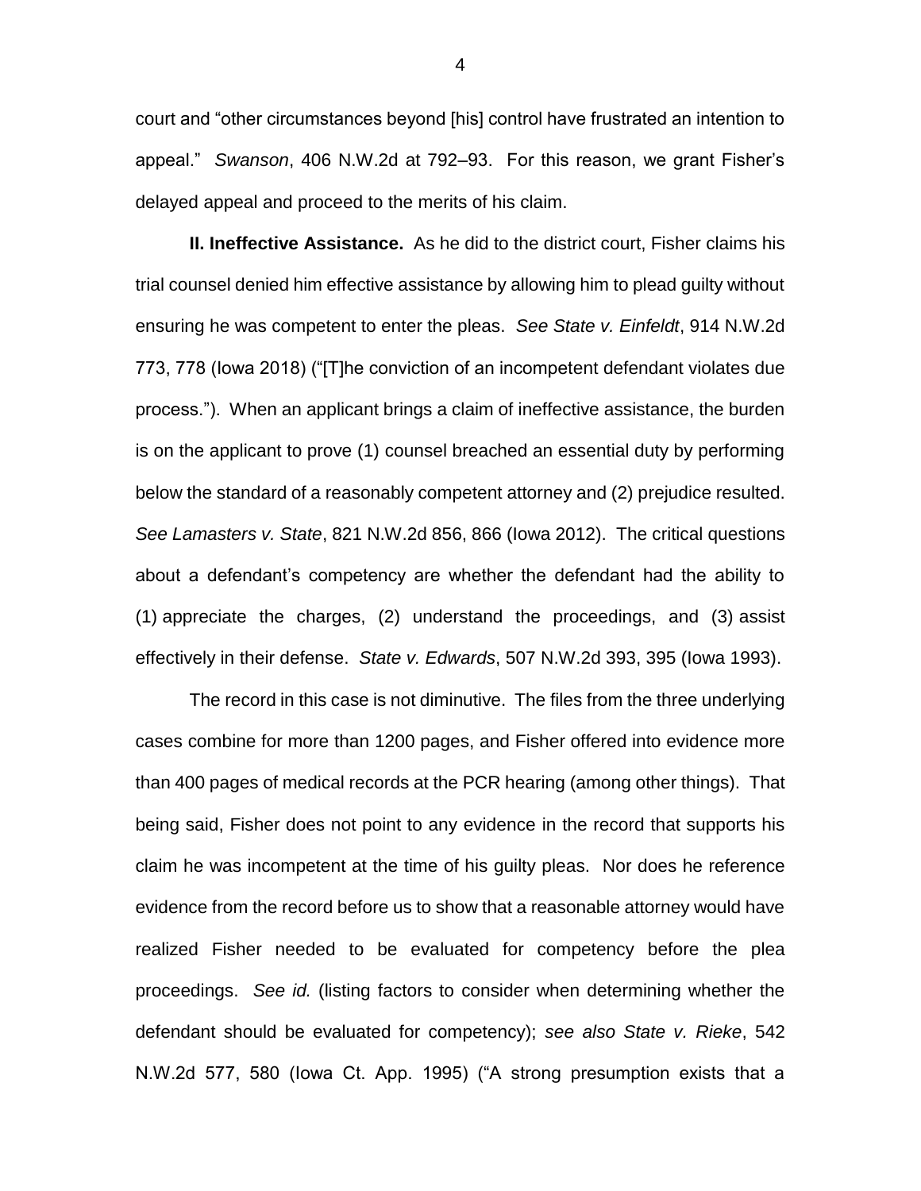court and "other circumstances beyond [his] control have frustrated an intention to appeal." *Swanson*, 406 N.W.2d at 792–93. For this reason, we grant Fisher's delayed appeal and proceed to the merits of his claim.

**II. Ineffective Assistance.** As he did to the district court, Fisher claims his trial counsel denied him effective assistance by allowing him to plead guilty without ensuring he was competent to enter the pleas. *See State v. Einfeldt*, 914 N.W.2d 773, 778 (Iowa 2018) ("[T]he conviction of an incompetent defendant violates due process."). When an applicant brings a claim of ineffective assistance, the burden is on the applicant to prove (1) counsel breached an essential duty by performing below the standard of a reasonably competent attorney and (2) prejudice resulted. *See Lamasters v. State*, 821 N.W.2d 856, 866 (Iowa 2012). The critical questions about a defendant's competency are whether the defendant had the ability to (1) appreciate the charges, (2) understand the proceedings, and (3) assist effectively in their defense. *State v. Edwards*, 507 N.W.2d 393, 395 (Iowa 1993).

The record in this case is not diminutive. The files from the three underlying cases combine for more than 1200 pages, and Fisher offered into evidence more than 400 pages of medical records at the PCR hearing (among other things). That being said, Fisher does not point to any evidence in the record that supports his claim he was incompetent at the time of his guilty pleas. Nor does he reference evidence from the record before us to show that a reasonable attorney would have realized Fisher needed to be evaluated for competency before the plea proceedings. *See id.* (listing factors to consider when determining whether the defendant should be evaluated for competency); *see also State v. Rieke*, 542 N.W.2d 577, 580 (Iowa Ct. App. 1995) ("A strong presumption exists that a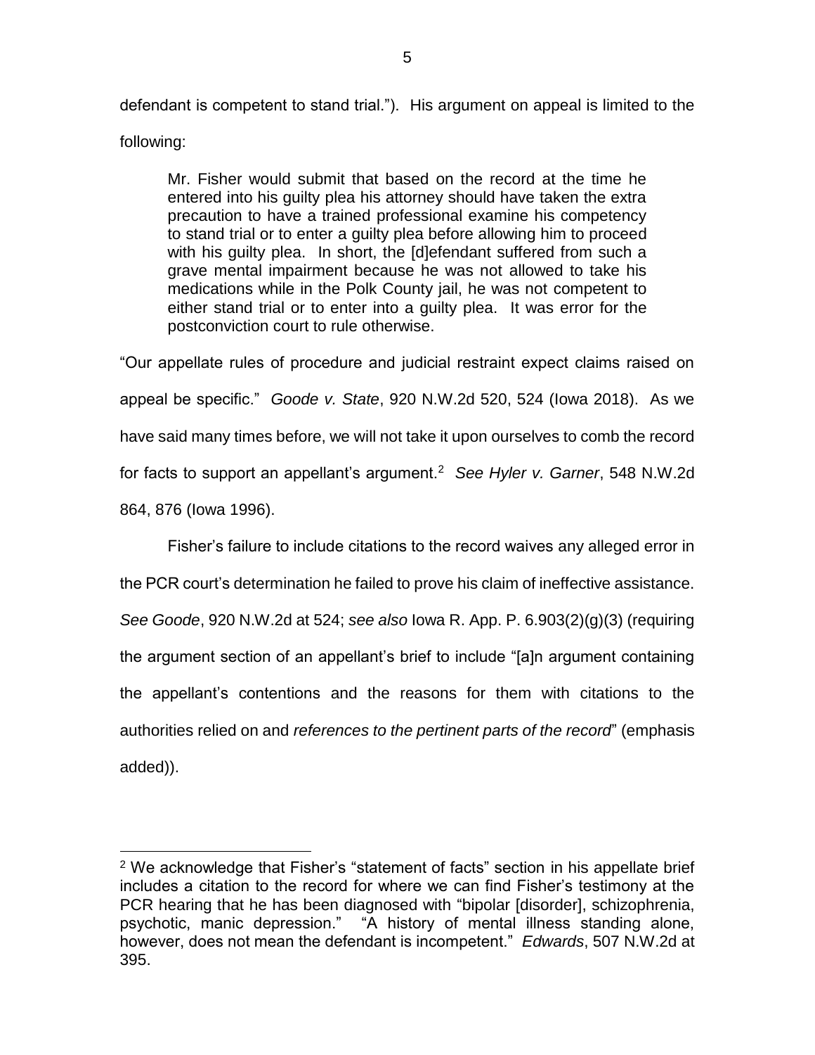defendant is competent to stand trial."). His argument on appeal is limited to the following:

> Mr. Fisher would submit that based on the record at the time he entered into his guilty plea his attorney should have taken the extra precaution to have a trained professional examine his competency to stand trial or to enter a guilty plea before allowing him to proceed with his guilty plea. In short, the [d]efendant suffered from such a grave mental impairment because he was not allowed to take his medications while in the Polk County jail, he was not competent to either stand trial or to enter into a guilty plea. It was error for the postconviction court to rule otherwise.

"Our appellate rules of procedure and judicial restraint expect claims raised on appeal be specific." *Goode v. State*, 920 N.W.2d 520, 524 (Iowa 2018). As we have said many times before, we will not take it upon ourselves to comb the record for facts to support an appellant's argument.[2] *See Hyler v. Garner*, 548 N.W.2d 864, 876 (Iowa 1996).

Fisher's failure to include citations to the record waives any alleged error in the PCR court's determination he failed to prove his claim of ineffective assistance. *See Goode*, 920 N.W.2d at 524; *see also* Iowa R. App. P. 6.903(2)(g)(3) (requiring the argument section of an appellant's brief to include "[a]n argument containing the appellant's contentions and the reasons for them with citations to the authorities relied on and *references to the pertinent parts of the record*" (emphasis added)).

---

[2] We acknowledge that Fisher's "statement of facts" section in his appellate brief includes a citation to the record for where we can find Fisher's testimony at the PCR hearing that he has been diagnosed with "bipolar [disorder], schizophrenia, psychotic, manic depression." "A history of mental illness standing alone, however, does not mean the defendant is incompetent." *Edwards*, 507 N.W.2d at 395.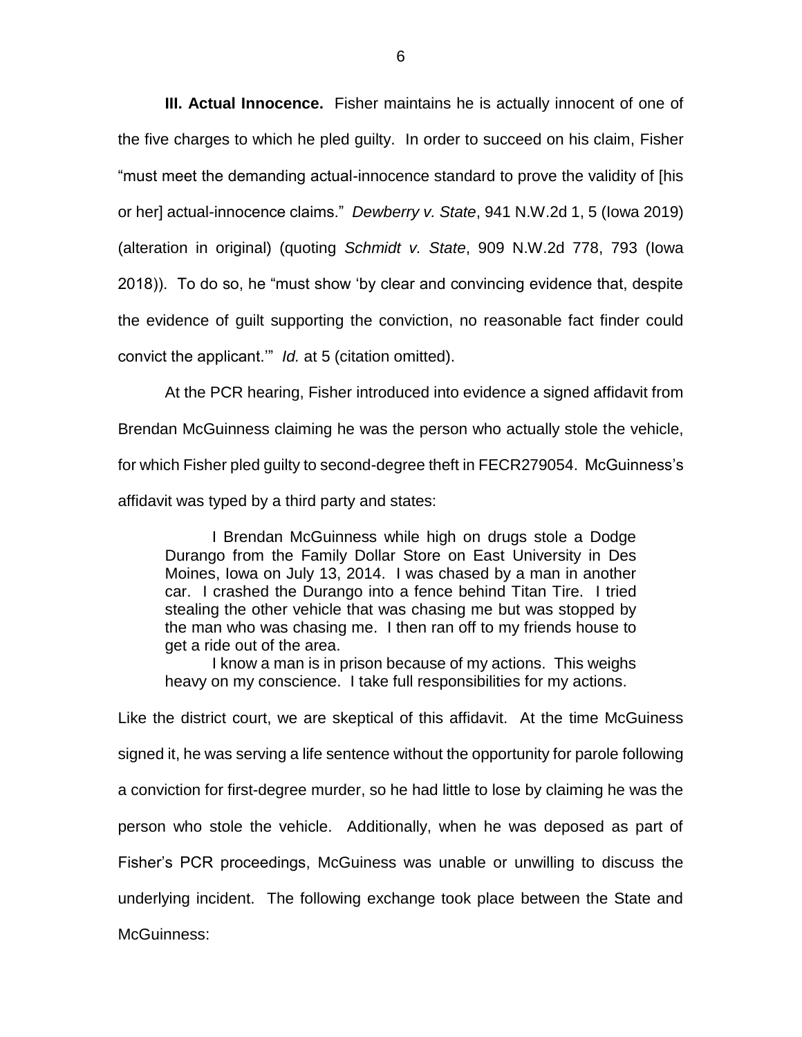**III. Actual Innocence.** Fisher maintains he is actually innocent of one of the five charges to which he pled guilty. In order to succeed on his claim, Fisher "must meet the demanding actual-innocence standard to prove the validity of [his or her] actual-innocence claims." *Dewberry v. State*, 941 N.W.2d 1, 5 (Iowa 2019) (alteration in original) (quoting *Schmidt v. State*, 909 N.W.2d 778, 793 (Iowa 2018)). To do so, he "must show 'by clear and convincing evidence that, despite the evidence of guilt supporting the conviction, no reasonable fact finder could convict the applicant.'" *Id.* at 5 (citation omitted).

At the PCR hearing, Fisher introduced into evidence a signed affidavit from Brendan McGuinness claiming he was the person who actually stole the vehicle, for which Fisher pled guilty to second-degree theft in FECR279054. McGuinness's affidavit was typed by a third party and states:

> I Brendan McGuinness while high on drugs stole a Dodge Durango from the Family Dollar Store on East University in Des Moines, Iowa on July 13, 2014. I was chased by a man in another car. I crashed the Durango into a fence behind Titan Tire. I tried stealing the other vehicle that was chasing me but was stopped by the man who was chasing me. I then ran off to my friends house to get a ride out of the area.
>
> I know a man is in prison because of my actions. This weighs heavy on my conscience. I take full responsibilities for my actions.

Like the district court, we are skeptical of this affidavit. At the time McGuiness signed it, he was serving a life sentence without the opportunity for parole following a conviction for first-degree murder, so he had little to lose by claiming he was the person who stole the vehicle. Additionally, when he was deposed as part of Fisher's PCR proceedings, McGuiness was unable or unwilling to discuss the underlying incident. The following exchange took place between the State and McGuinness: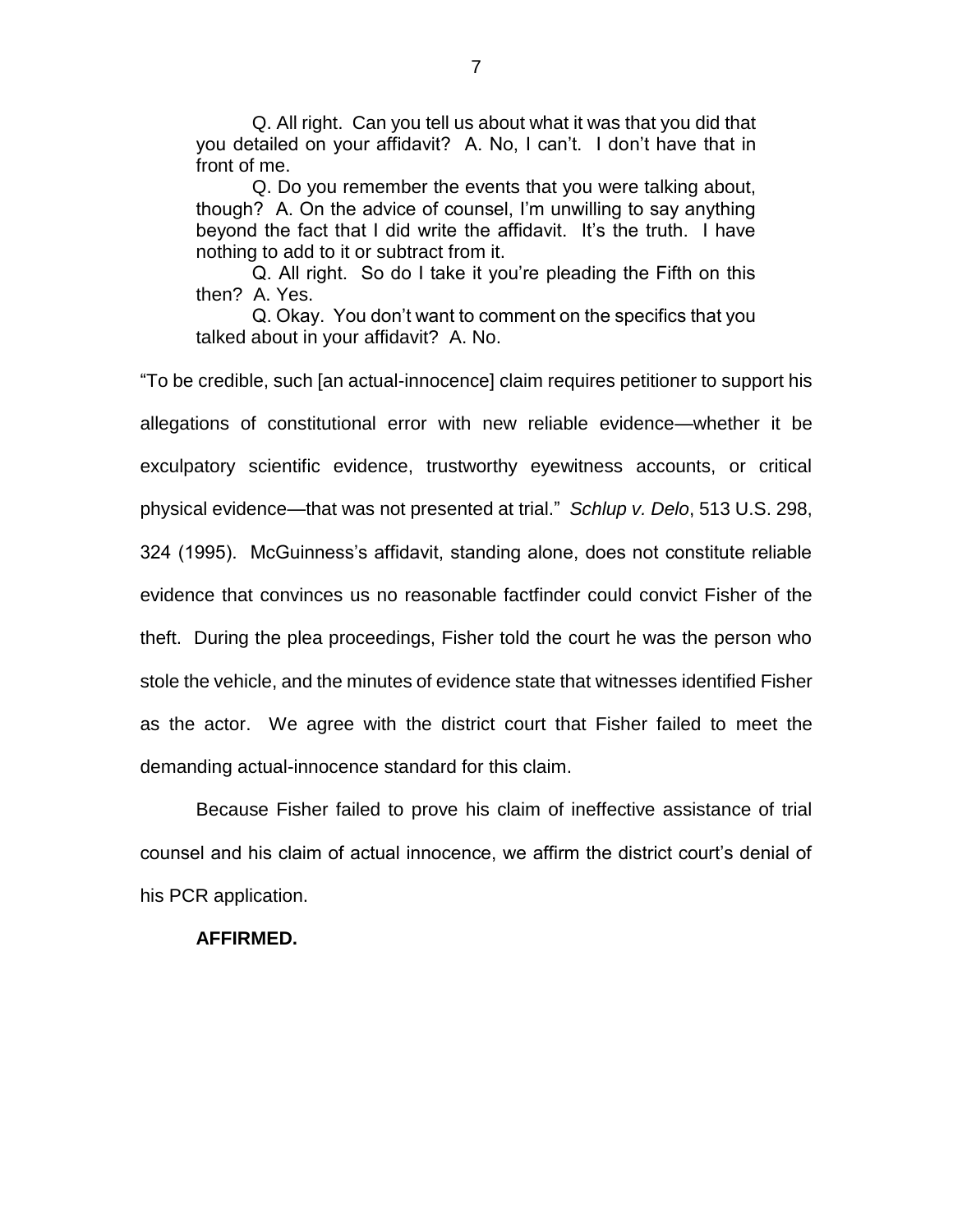Q. All right. Can you tell us about what it was that you did that you detailed on your affidavit? A. No, I can't. I don't have that in front of me.

Q. Do you remember the events that you were talking about, though? A. On the advice of counsel, I'm unwilling to say anything beyond the fact that I did write the affidavit. It's the truth. I have nothing to add to it or subtract from it.

Q. All right. So do I take it you're pleading the Fifth on this then? A. Yes.

Q. Okay. You don't want to comment on the specifics that you talked about in your affidavit? A. No.

"To be credible, such [an actual-innocence] claim requires petitioner to support his allegations of constitutional error with new reliable evidence—whether it be exculpatory scientific evidence, trustworthy eyewitness accounts, or critical physical evidence—that was not presented at trial." *Schlup v. Delo*, 513 U.S. 298, 324 (1995). McGuinness's affidavit, standing alone, does not constitute reliable evidence that convinces us no reasonable factfinder could convict Fisher of the theft. During the plea proceedings, Fisher told the court he was the person who stole the vehicle, and the minutes of evidence state that witnesses identified Fisher as the actor. We agree with the district court that Fisher failed to meet the demanding actual-innocence standard for this claim.

Because Fisher failed to prove his claim of ineffective assistance of trial counsel and his claim of actual innocence, we affirm the district court's denial of his PCR application.

**AFFIRMED.**